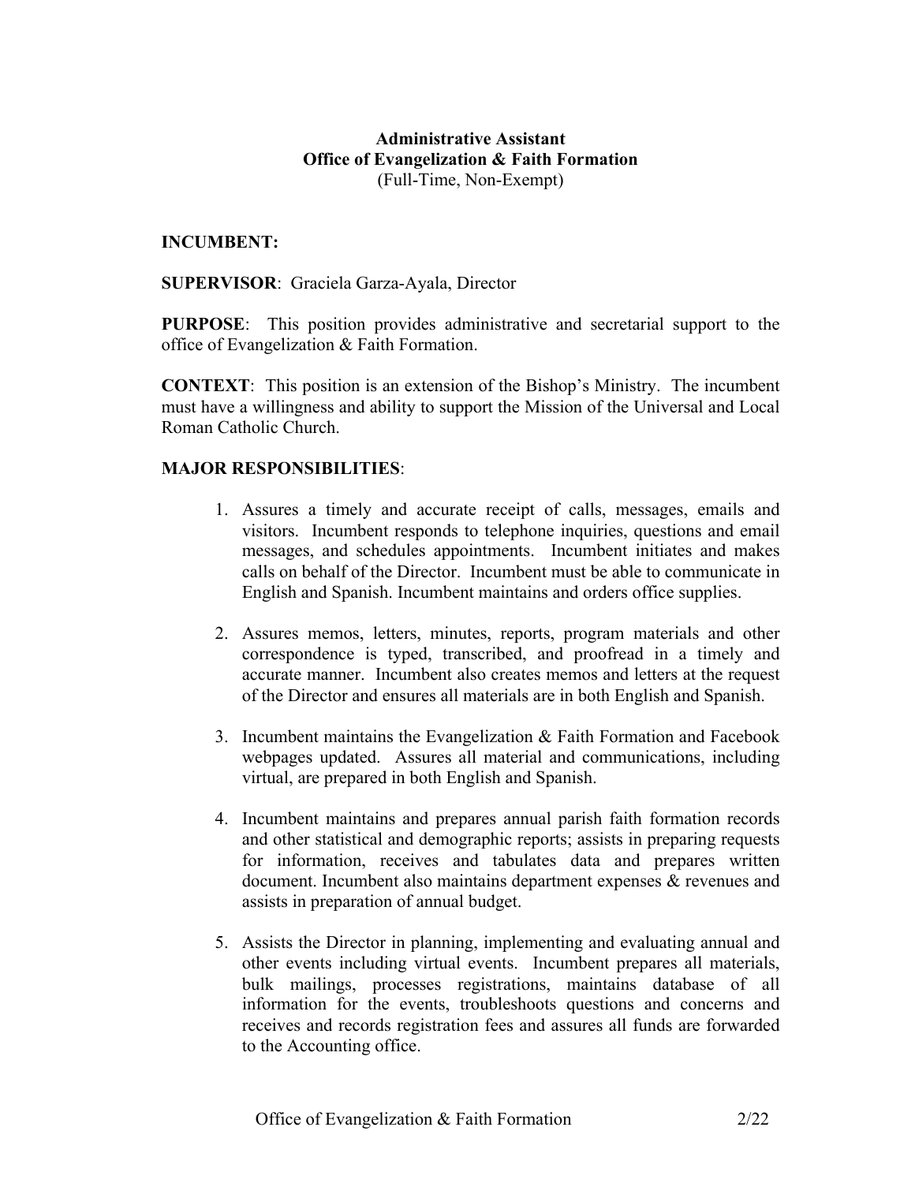**Administrative Assistant**
**Office of Evangelization & Faith Formation**
(Full-Time, Non-Exempt)

**INCUMBENT:**

**SUPERVISOR**: Graciela Garza-Ayala, Director

**PURPOSE**: This position provides administrative and secretarial support to the office of Evangelization & Faith Formation.

**CONTEXT**: This position is an extension of the Bishop's Ministry. The incumbent must have a willingness and ability to support the Mission of the Universal and Local Roman Catholic Church.

**MAJOR RESPONSIBILITIES**:

1. Assures a timely and accurate receipt of calls, messages, emails and visitors. Incumbent responds to telephone inquiries, questions and email messages, and schedules appointments. Incumbent initiates and makes calls on behalf of the Director. Incumbent must be able to communicate in English and Spanish. Incumbent maintains and orders office supplies.

2. Assures memos, letters, minutes, reports, program materials and other correspondence is typed, transcribed, and proofread in a timely and accurate manner. Incumbent also creates memos and letters at the request of the Director and ensures all materials are in both English and Spanish.

3. Incumbent maintains the Evangelization & Faith Formation and Facebook webpages updated. Assures all material and communications, including virtual, are prepared in both English and Spanish.

4. Incumbent maintains and prepares annual parish faith formation records and other statistical and demographic reports; assists in preparing requests for information, receives and tabulates data and prepares written document. Incumbent also maintains department expenses & revenues and assists in preparation of annual budget.

5. Assists the Director in planning, implementing and evaluating annual and other events including virtual events. Incumbent prepares all materials, bulk mailings, processes registrations, maintains database of all information for the events, troubleshoots questions and concerns and receives and records registration fees and assures all funds are forwarded to the Accounting office.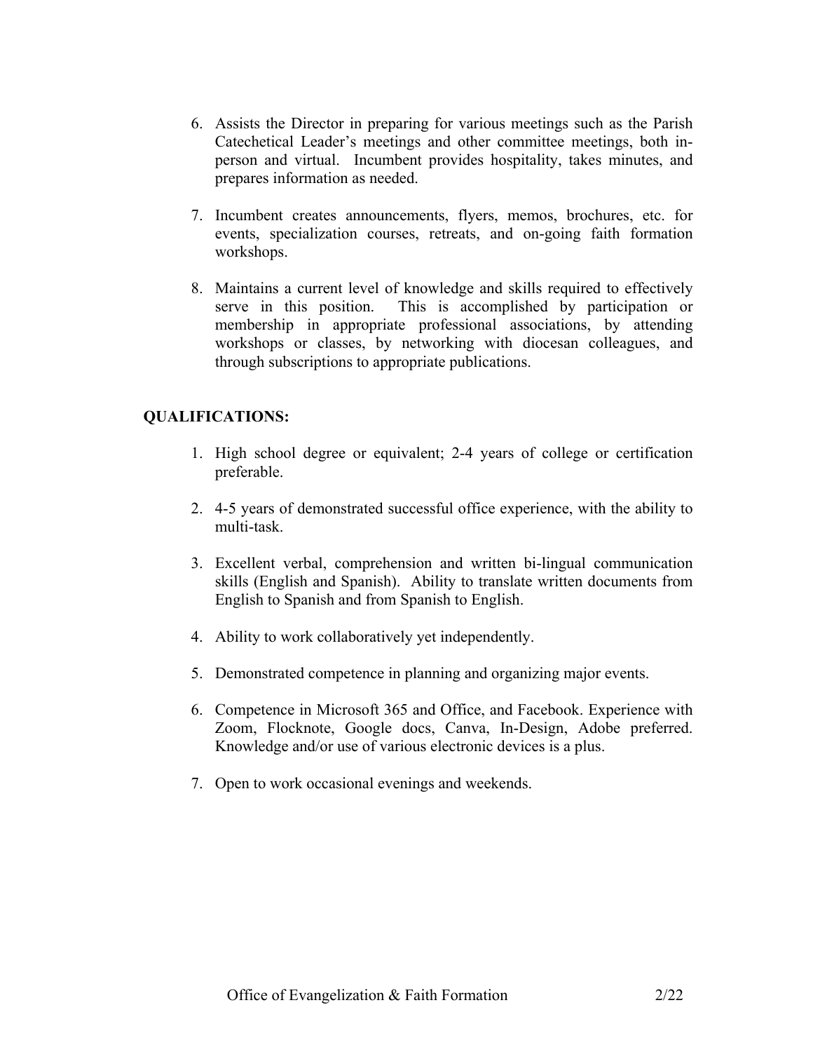6. Assists the Director in preparing for various meetings such as the Parish Catechetical Leader's meetings and other committee meetings, both in-person and virtual. Incumbent provides hospitality, takes minutes, and prepares information as needed.

7. Incumbent creates announcements, flyers, memos, brochures, etc. for events, specialization courses, retreats, and on-going faith formation workshops.

8. Maintains a current level of knowledge and skills required to effectively serve in this position. This is accomplished by participation or membership in appropriate professional associations, by attending workshops or classes, by networking with diocesan colleagues, and through subscriptions to appropriate publications.

**QUALIFICATIONS:**

1. High school degree or equivalent; 2-4 years of college or certification preferable.

2. 4-5 years of demonstrated successful office experience, with the ability to multi-task.

3. Excellent verbal, comprehension and written bi-lingual communication skills (English and Spanish). Ability to translate written documents from English to Spanish and from Spanish to English.

4. Ability to work collaboratively yet independently.

5. Demonstrated competence in planning and organizing major events.

6. Competence in Microsoft 365 and Office, and Facebook. Experience with Zoom, Flocknote, Google docs, Canva, In-Design, Adobe preferred. Knowledge and/or use of various electronic devices is a plus.

7. Open to work occasional evenings and weekends.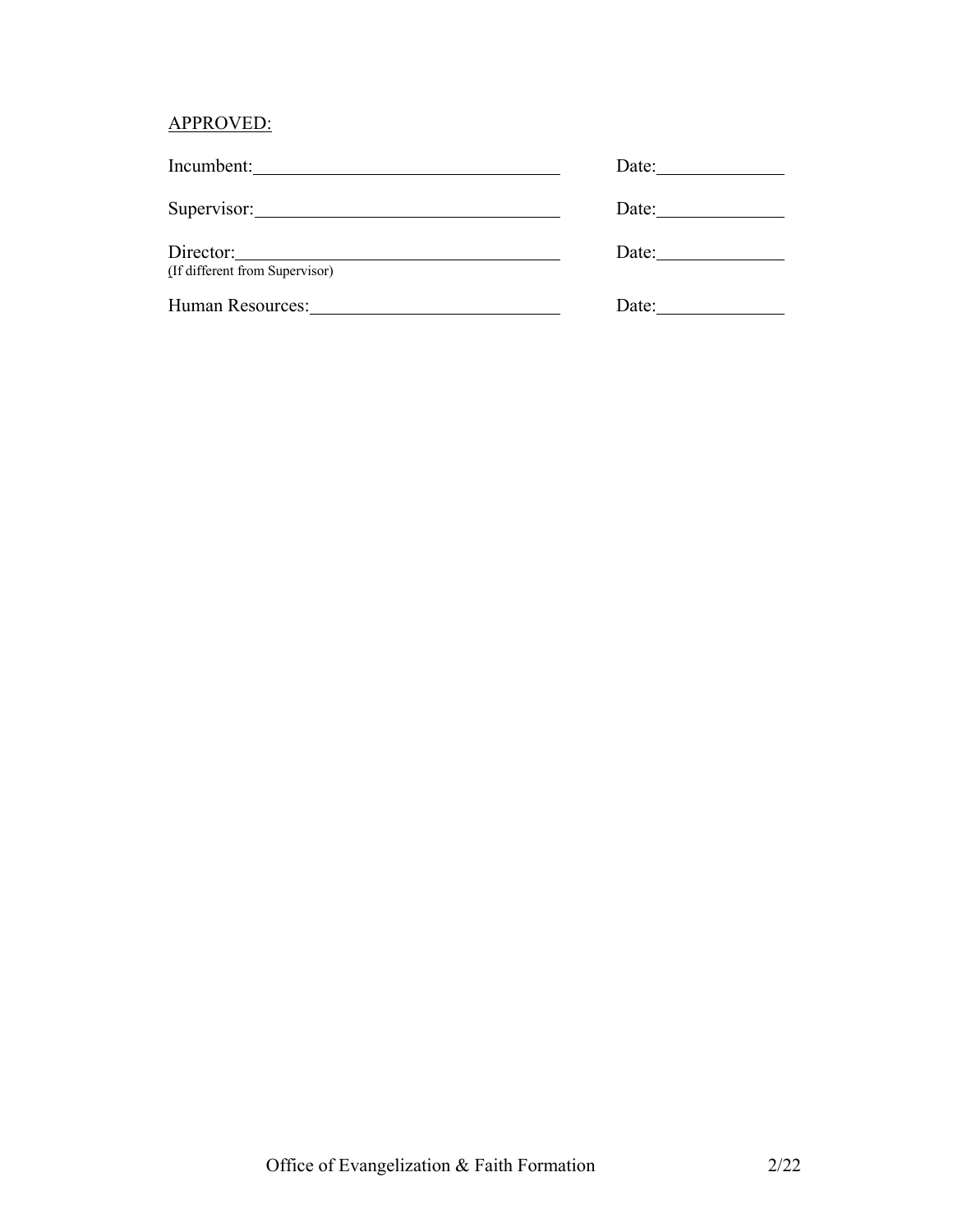APPROVED:

Incumbent:\_\_\_\_\_\_\_\_\_\_\_\_\_\_\_\_\_\_\_\_\_\_\_\_\_\_\_\_\_\_\_\_ Date:\_\_\_\_\_\_\_\_\_\_\_\_\_

Supervisor:\_\_\_\_\_\_\_\_\_\_\_\_\_\_\_\_\_\_\_\_\_\_\_\_\_\_\_\_\_\_\_\_ Date:\_\_\_\_\_\_\_\_\_\_\_\_\_

Director:\_\_\_\_\_\_\_\_\_\_\_\_\_\_\_\_\_\_\_\_\_\_\_\_\_\_\_\_\_\_\_\_\_\_ Date:\_\_\_\_\_\_\_\_\_\_\_\_\_
(If different from Supervisor)

Human Resources:\_\_\_\_\_\_\_\_\_\_\_\_\_\_\_\_\_\_\_\_\_\_\_\_\_\_ Date:\_\_\_\_\_\_\_\_\_\_\_\_\_